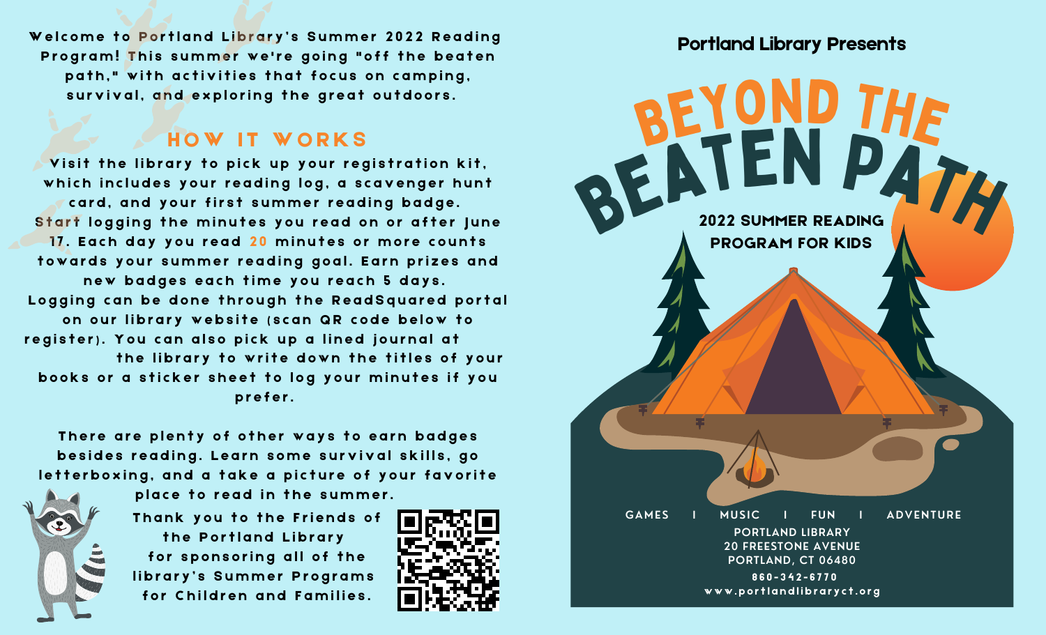Welcome to Portland Library's Summer 2022 Reading Program! This summer we're going "off the beaten path," with activities that focus on camping, survival, and exploring the great outdoors.

## HOW IT WORKS

Visit the library to pick up your registration kit, which includes your reading log, a scavenger hunt card, and your first summer reading badge. Start logging the minutes you read on or after June 17. Each day you read 20 minutes or more counts towards your summer reading goal. Earn prizes and new badges each time you reach 5 days. Logging can be done through the ReadSquared portal on our library website (scan QR code below to register). You can also pick up a lined journal at the library to write down the titles of your books or a sticker sheet to log your minutes if you prefer.

There are plenty of other ways to earn badges besides reading. Learn some survival skills, go letterboxing, and a take a picture of your favorite place to read in the summer.

Thank you to the Friends of the Portland Library for sponsoring all of the library's Summer Programs for Children and Families.

Portland Library Presents

# BEYOND THE BEATEN PATH

## 2022 SUMMER READING PROGRAM FOR KIDS

GAMES | MUSIC | FUN | ADVENTURE

PORTLAND LIBRARY
20 FREESTONE AVENUE
PORTLAND, CT 06480
860-342-6770
www.portlandlibraryct.org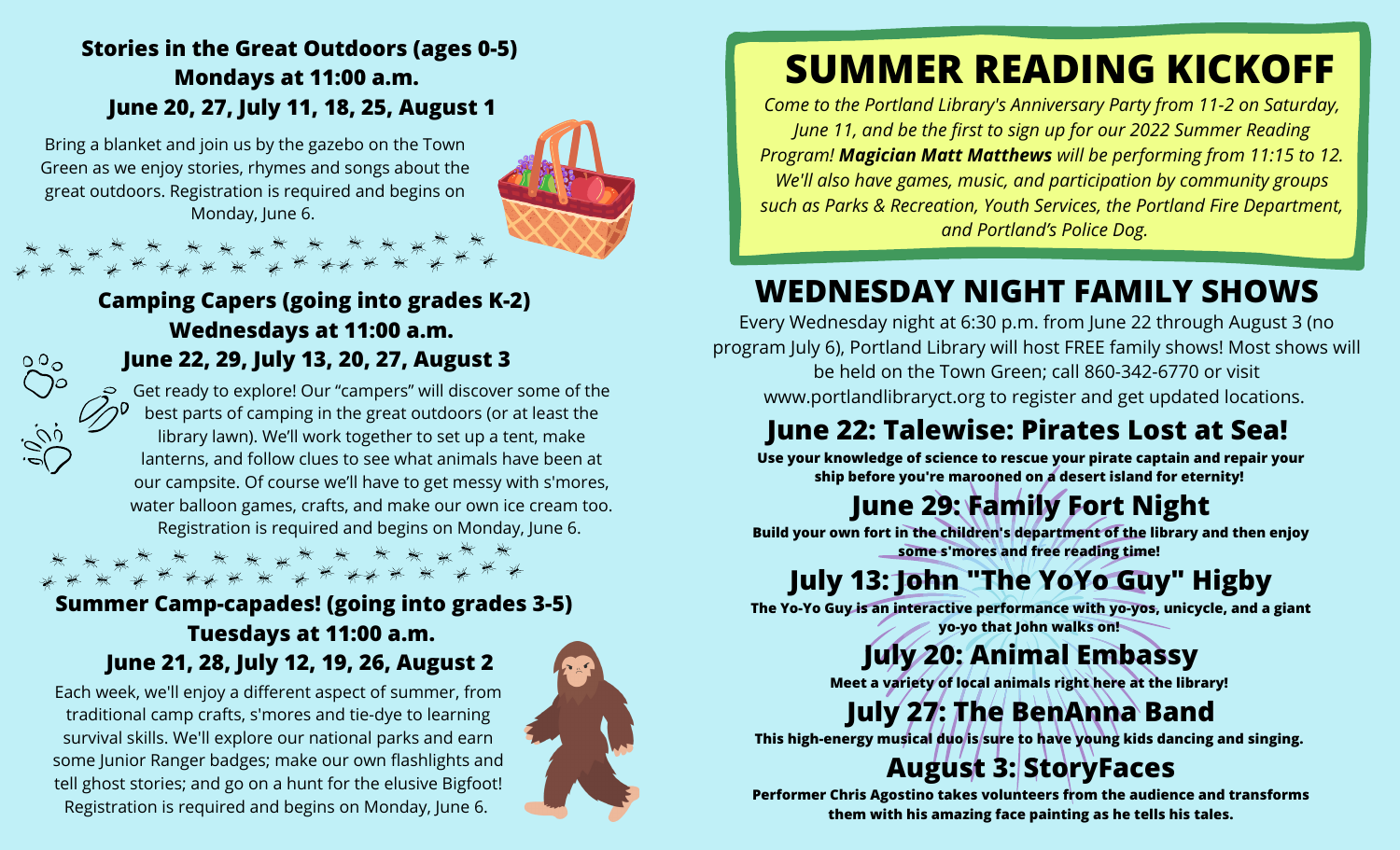## Stories in the Great Outdoors (ages 0-5)
## Mondays at 11:00 a.m.
## June 20, 27, July 11, 18, 25, August 1

Bring a blanket and join us by the gazebo on the Town Green as we enjoy stories, rhymes and songs about the great outdoors. Registration is required and begins on Monday, June 6.

## Camping Capers (going into grades K-2)
## Wednesdays at 11:00 a.m.
## June 22, 29, July 13, 20, 27, August 3

Get ready to explore! Our "campers" will discover some of the best parts of camping in the great outdoors (or at least the library lawn). We'll work together to set up a tent, make lanterns, and follow clues to see what animals have been at our campsite. Of course we'll have to get messy with s'mores, water balloon games, crafts, and make our own ice cream too. Registration is required and begins on Monday, June 6.

## Summer Camp-capades! (going into grades 3-5)
## Tuesdays at 11:00 a.m.
## June 21, 28, July 12, 19, 26, August 2

Each week, we'll enjoy a different aspect of summer, from traditional camp crafts, s'mores and tie-dye to learning survival skills. We'll explore our national parks and earn some Junior Ranger badges; make our own flashlights and tell ghost stories; and go on a hunt for the elusive Bigfoot! Registration is required and begins on Monday, June 6.

# SUMMER READING KICKOFF

*Come to the Portland Library's Anniversary Party from 11-2 on Saturday, June 11, and be the first to sign up for our 2022 Summer Reading Program! **Magician Matt Matthews** will be performing from 11:15 to 12. We'll also have games, music, and participation by community groups such as Parks & Recreation, Youth Services, the Portland Fire Department, and Portland's Police Dog.*

# WEDNESDAY NIGHT FAMILY SHOWS

Every Wednesday night at 6:30 p.m. from June 22 through August 3 (no program July 6), Portland Library will host FREE family shows! Most shows will be held on the Town Green; call 860-342-6770 or visit www.portlandlibraryct.org to register and get updated locations.

## June 22: Talewise: Pirates Lost at Sea!

**Use your knowledge of science to rescue your pirate captain and repair your ship before you're marooned on a desert island for eternity!**

## June 29: Family Fort Night

**Build your own fort in the children's department of the library and then enjoy some s'mores and free reading time!**

## July 13: John "The YoYo Guy" Higby

**The Yo-Yo Guy is an interactive performance with yo-yos, unicycle, and a giant yo-yo that John walks on!**

## July 20: Animal Embassy

**Meet a variety of local animals right here at the library!**

## July 27: The BenAnna Band

**This high-energy musical duo is sure to have young kids dancing and singing.**

## August 3: StoryFaces

**Performer Chris Agostino takes volunteers from the audience and transforms them with his amazing face painting as he tells his tales.**